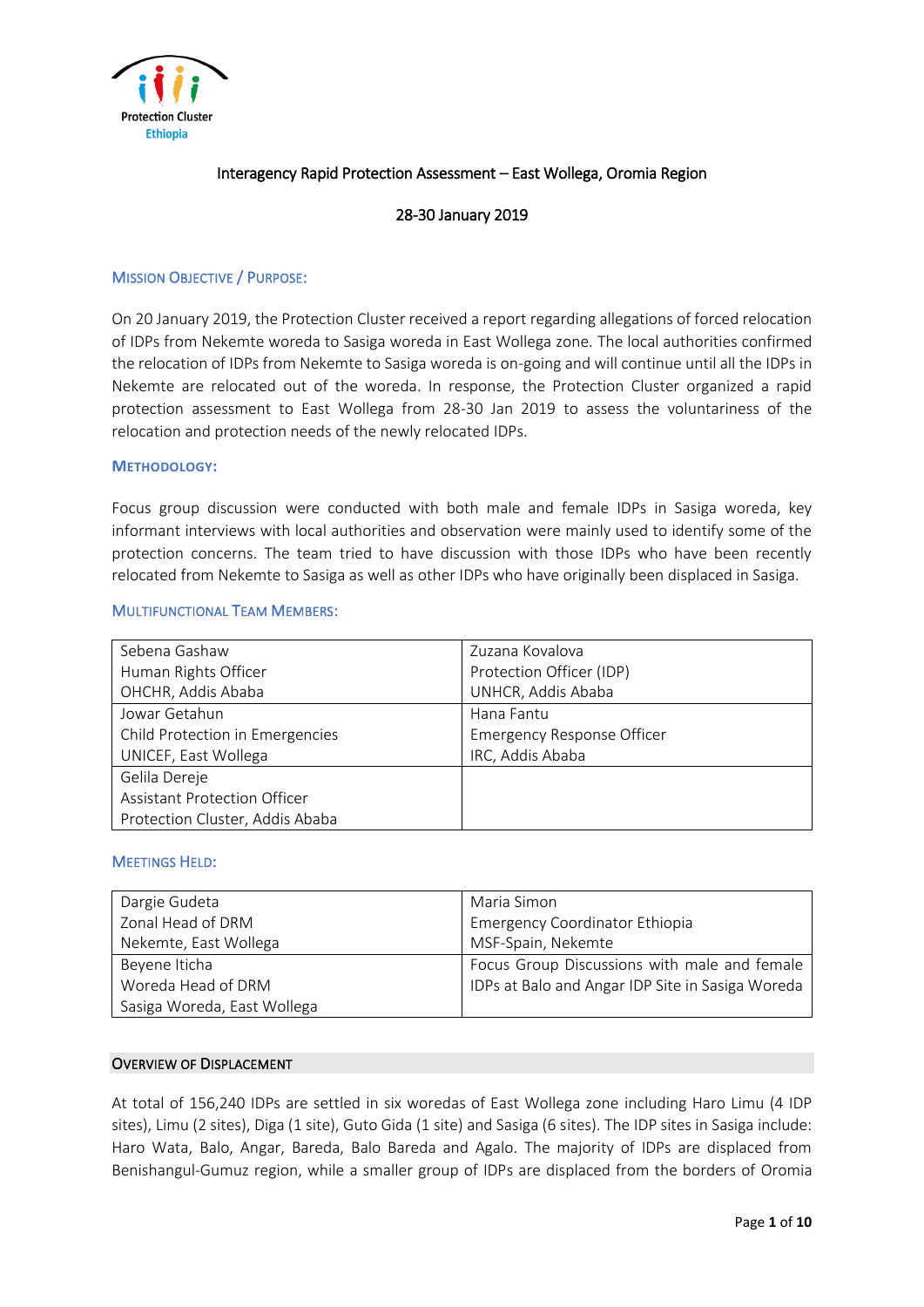Protection Cluster
Ethiopia

# Interagency Rapid Protection Assessment – East Wollega, Oromia Region

28-30 January 2019

## Mission Objective / Purpose:

On 20 January 2019, the Protection Cluster received a report regarding allegations of forced relocation of IDPs from Nekemte woreda to Sasiga woreda in East Wollega zone. The local authorities confirmed the relocation of IDPs from Nekemte to Sasiga woreda is on-going and will continue until all the IDPs in Nekemte are relocated out of the woreda. In response, the Protection Cluster organized a rapid protection assessment to East Wollega from 28-30 Jan 2019 to assess the voluntariness of the relocation and protection needs of the newly relocated IDPs.

## Methodology:

Focus group discussion were conducted with both male and female IDPs in Sasiga woreda, key informant interviews with local authorities and observation were mainly used to identify some of the protection concerns. The team tried to have discussion with those IDPs who have been recently relocated from Nekemte to Sasiga as well as other IDPs who have originally been displaced in Sasiga.

## Multifunctional Team Members:

| | |
|---|---|
| Sebena Gashaw<br>Human Rights Officer<br>OHCHR, Addis Ababa | Zuzana Kovalova<br>Protection Officer (IDP)<br>UNHCR, Addis Ababa |
| Jowar Getahun<br>Child Protection in Emergencies<br>UNICEF, East Wollega | Hana Fantu<br>Emergency Response Officer<br>IRC, Addis Ababa |
| Gelila Dereje<br>Assistant Protection Officer<br>Protection Cluster, Addis Ababa | |

## Meetings Held:

| | |
|---|---|
| Dargie Gudeta<br>Zonal Head of DRM<br>Nekemte, East Wollega | Maria Simon<br>Emergency Coordinator Ethiopia<br>MSF-Spain, Nekemte |
| Beyene Iticha<br>Woreda Head of DRM<br>Sasiga Woreda, East Wollega | Focus Group Discussions with male and female IDPs at Balo and Angar IDP Site in Sasiga Woreda |

## Overview of Displacement

At total of 156,240 IDPs are settled in six woredas of East Wollega zone including Haro Limu (4 IDP sites), Limu (2 sites), Diga (1 site), Guto Gida (1 site) and Sasiga (6 sites). The IDP sites in Sasiga include: Haro Wata, Balo, Angar, Bareda, Balo Bareda and Agalo. The majority of IDPs are displaced from Benishangul-Gumuz region, while a smaller group of IDPs are displaced from the borders of Oromia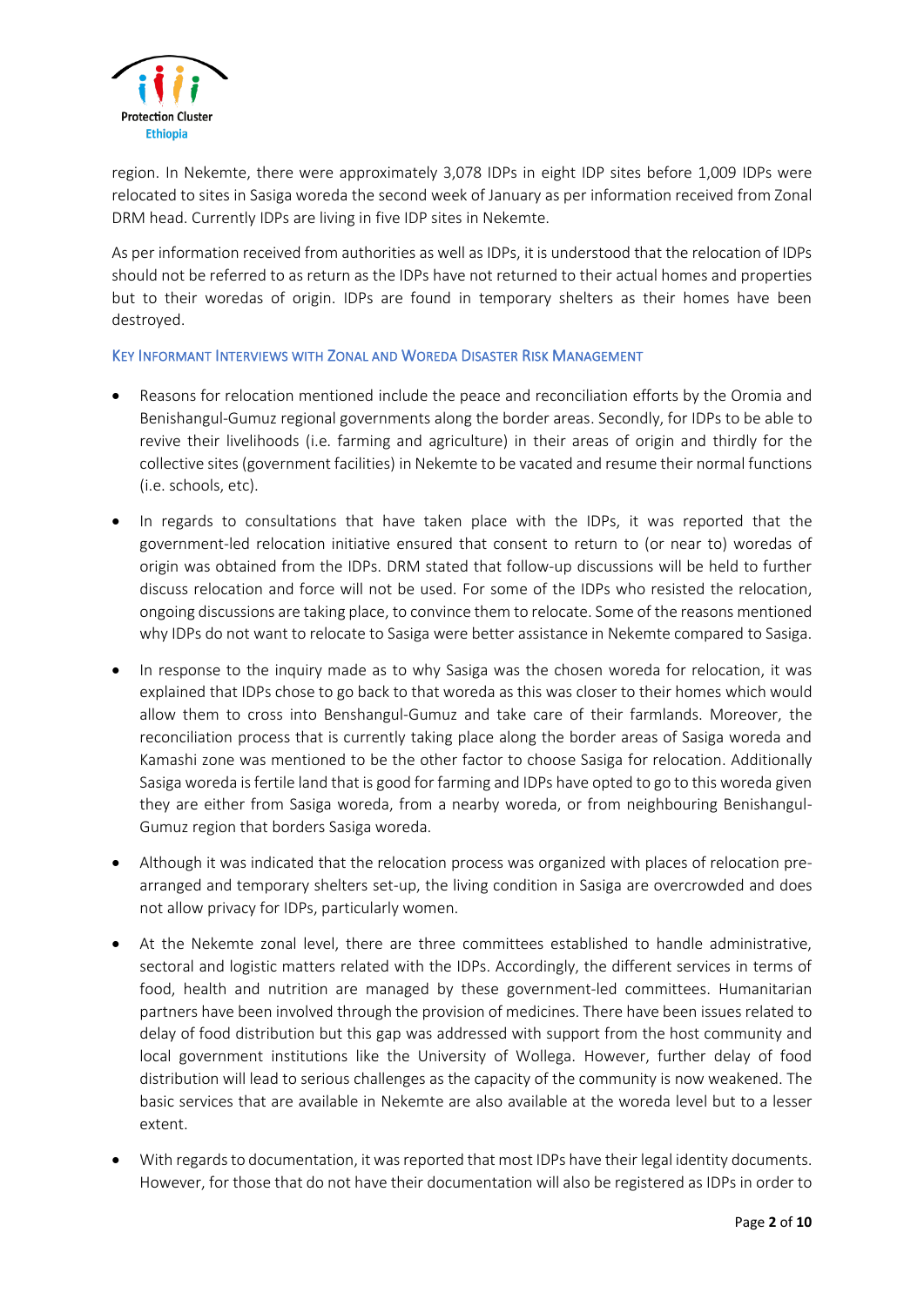region. In Nekemte, there were approximately 3,078 IDPs in eight IDP sites before 1,009 IDPs were relocated to sites in Sasiga woreda the second week of January as per information received from Zonal DRM head. Currently IDPs are living in five IDP sites in Nekemte.

As per information received from authorities as well as IDPs, it is understood that the relocation of IDPs should not be referred to as return as the IDPs have not returned to their actual homes and properties but to their woredas of origin. IDPs are found in temporary shelters as their homes have been destroyed.

### Key Informant Interviews with Zonal and Woreda Disaster Risk Management

- Reasons for relocation mentioned include the peace and reconciliation efforts by the Oromia and Benishangul-Gumuz regional governments along the border areas. Secondly, for IDPs to be able to revive their livelihoods (i.e. farming and agriculture) in their areas of origin and thirdly for the collective sites (government facilities) in Nekemte to be vacated and resume their normal functions (i.e. schools, etc).
- In regards to consultations that have taken place with the IDPs, it was reported that the government-led relocation initiative ensured that consent to return to (or near to) woredas of origin was obtained from the IDPs. DRM stated that follow-up discussions will be held to further discuss relocation and force will not be used. For some of the IDPs who resisted the relocation, ongoing discussions are taking place, to convince them to relocate. Some of the reasons mentioned why IDPs do not want to relocate to Sasiga were better assistance in Nekemte compared to Sasiga.
- In response to the inquiry made as to why Sasiga was the chosen woreda for relocation, it was explained that IDPs chose to go back to that woreda as this was closer to their homes which would allow them to cross into Benshangul-Gumuz and take care of their farmlands. Moreover, the reconciliation process that is currently taking place along the border areas of Sasiga woreda and Kamashi zone was mentioned to be the other factor to choose Sasiga for relocation. Additionally Sasiga woreda is fertile land that is good for farming and IDPs have opted to go to this woreda given they are either from Sasiga woreda, from a nearby woreda, or from neighbouring Benishangul-Gumuz region that borders Sasiga woreda.
- Although it was indicated that the relocation process was organized with places of relocation pre-arranged and temporary shelters set-up, the living condition in Sasiga are overcrowded and does not allow privacy for IDPs, particularly women.
- At the Nekemte zonal level, there are three committees established to handle administrative, sectoral and logistic matters related with the IDPs. Accordingly, the different services in terms of food, health and nutrition are managed by these government-led committees. Humanitarian partners have been involved through the provision of medicines. There have been issues related to delay of food distribution but this gap was addressed with support from the host community and local government institutions like the University of Wollega. However, further delay of food distribution will lead to serious challenges as the capacity of the community is now weakened. The basic services that are available in Nekemte are also available at the woreda level but to a lesser extent.
- With regards to documentation, it was reported that most IDPs have their legal identity documents. However, for those that do not have their documentation will also be registered as IDPs in order to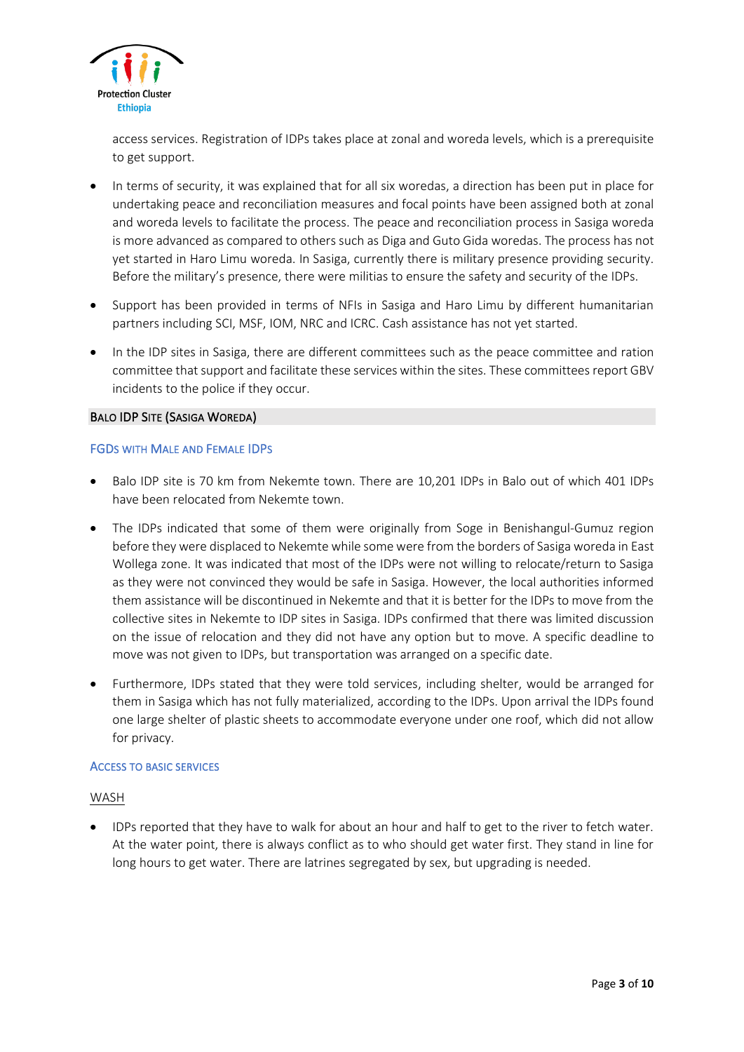access services. Registration of IDPs takes place at zonal and woreda levels, which is a prerequisite to get support.

- In terms of security, it was explained that for all six woredas, a direction has been put in place for undertaking peace and reconciliation measures and focal points have been assigned both at zonal and woreda levels to facilitate the process. The peace and reconciliation process in Sasiga woreda is more advanced as compared to others such as Diga and Guto Gida woredas. The process has not yet started in Haro Limu woreda. In Sasiga, currently there is military presence providing security. Before the military's presence, there were militias to ensure the safety and security of the IDPs.
- Support has been provided in terms of NFIs in Sasiga and Haro Limu by different humanitarian partners including SCI, MSF, IOM, NRC and ICRC. Cash assistance has not yet started.
- In the IDP sites in Sasiga, there are different committees such as the peace committee and ration committee that support and facilitate these services within the sites. These committees report GBV incidents to the police if they occur.

## Balo IDP Site (Sasiga Woreda)

### FGDs with Male and Female IDPs

- Balo IDP site is 70 km from Nekemte town. There are 10,201 IDPs in Balo out of which 401 IDPs have been relocated from Nekemte town.
- The IDPs indicated that some of them were originally from Soge in Benishangul-Gumuz region before they were displaced to Nekemte while some were from the borders of Sasiga woreda in East Wollega zone. It was indicated that most of the IDPs were not willing to relocate/return to Sasiga as they were not convinced they would be safe in Sasiga. However, the local authorities informed them assistance will be discontinued in Nekemte and that it is better for the IDPs to move from the collective sites in Nekemte to IDP sites in Sasiga. IDPs confirmed that there was limited discussion on the issue of relocation and they did not have any option but to move. A specific deadline to move was not given to IDPs, but transportation was arranged on a specific date.
- Furthermore, IDPs stated that they were told services, including shelter, would be arranged for them in Sasiga which has not fully materialized, according to the IDPs. Upon arrival the IDPs found one large shelter of plastic sheets to accommodate everyone under one roof, which did not allow for privacy.

### Access to basic services

#### WASH

- IDPs reported that they have to walk for about an hour and half to get to the river to fetch water. At the water point, there is always conflict as to who should get water first. They stand in line for long hours to get water. There are latrines segregated by sex, but upgrading is needed.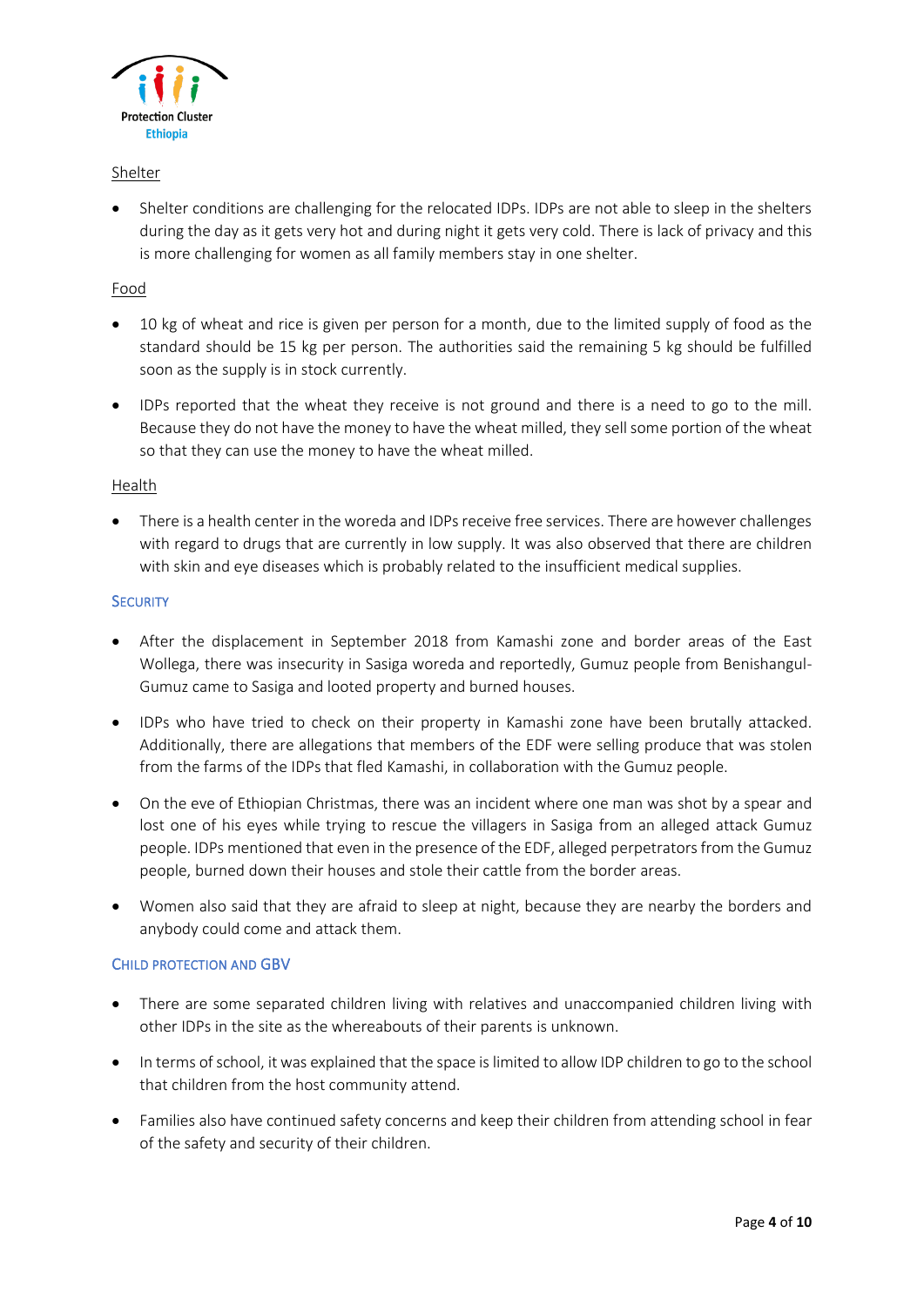Shelter

- Shelter conditions are challenging for the relocated IDPs. IDPs are not able to sleep in the shelters during the day as it gets very hot and during night it gets very cold. There is lack of privacy and this is more challenging for women as all family members stay in one shelter.

Food

- 10 kg of wheat and rice is given per person for a month, due to the limited supply of food as the standard should be 15 kg per person. The authorities said the remaining 5 kg should be fulfilled soon as the supply is in stock currently.
- IDPs reported that the wheat they receive is not ground and there is a need to go to the mill. Because they do not have the money to have the wheat milled, they sell some portion of the wheat so that they can use the money to have the wheat milled.

Health

- There is a health center in the woreda and IDPs receive free services. There are however challenges with regard to drugs that are currently in low supply. It was also observed that there are children with skin and eye diseases which is probably related to the insufficient medical supplies.

### Security

- After the displacement in September 2018 from Kamashi zone and border areas of the East Wollega, there was insecurity in Sasiga woreda and reportedly, Gumuz people from Benishangul-Gumuz came to Sasiga and looted property and burned houses.
- IDPs who have tried to check on their property in Kamashi zone have been brutally attacked. Additionally, there are allegations that members of the EDF were selling produce that was stolen from the farms of the IDPs that fled Kamashi, in collaboration with the Gumuz people.
- On the eve of Ethiopian Christmas, there was an incident where one man was shot by a spear and lost one of his eyes while trying to rescue the villagers in Sasiga from an alleged attack Gumuz people. IDPs mentioned that even in the presence of the EDF, alleged perpetrators from the Gumuz people, burned down their houses and stole their cattle from the border areas.
- Women also said that they are afraid to sleep at night, because they are nearby the borders and anybody could come and attack them.

### Child Protection and GBV

- There are some separated children living with relatives and unaccompanied children living with other IDPs in the site as the whereabouts of their parents is unknown.
- In terms of school, it was explained that the space is limited to allow IDP children to go to the school that children from the host community attend.
- Families also have continued safety concerns and keep their children from attending school in fear of the safety and security of their children.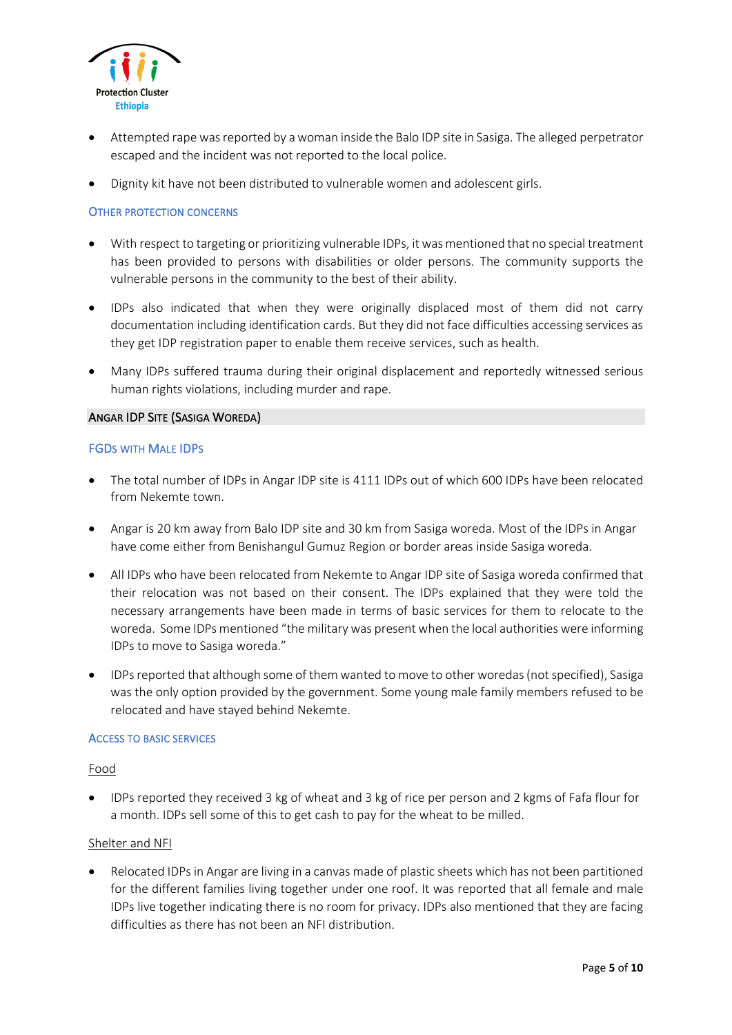- Attempted rape was reported by a woman inside the Balo IDP site in Sasiga. The alleged perpetrator escaped and the incident was not reported to the local police.
- Dignity kit have not been distributed to vulnerable women and adolescent girls.

### Other protection concerns

- With respect to targeting or prioritizing vulnerable IDPs, it was mentioned that no special treatment has been provided to persons with disabilities or older persons. The community supports the vulnerable persons in the community to the best of their ability.
- IDPs also indicated that when they were originally displaced most of them did not carry documentation including identification cards. But they did not face difficulties accessing services as they get IDP registration paper to enable them receive services, such as health.
- Many IDPs suffered trauma during their original displacement and reportedly witnessed serious human rights violations, including murder and rape.

## Angar IDP Site (Sasiga Woreda)

### FGDs with Male IDPs

- The total number of IDPs in Angar IDP site is 4111 IDPs out of which 600 IDPs have been relocated from Nekemte town.
- Angar is 20 km away from Balo IDP site and 30 km from Sasiga woreda. Most of the IDPs in Angar have come either from Benishangul Gumuz Region or border areas inside Sasiga woreda.
- All IDPs who have been relocated from Nekemte to Angar IDP site of Sasiga woreda confirmed that their relocation was not based on their consent. The IDPs explained that they were told the necessary arrangements have been made in terms of basic services for them to relocate to the woreda. Some IDPs mentioned "the military was present when the local authorities were informing IDPs to move to Sasiga woreda."
- IDPs reported that although some of them wanted to move to other woredas (not specified), Sasiga was the only option provided by the government. Some young male family members refused to be relocated and have stayed behind Nekemte.

### Access to basic services

Food

- IDPs reported they received 3 kg of wheat and 3 kg of rice per person and 2 kgms of Fafa flour for a month. IDPs sell some of this to get cash to pay for the wheat to be milled.

Shelter and NFI

- Relocated IDPs in Angar are living in a canvas made of plastic sheets which has not been partitioned for the different families living together under one roof. It was reported that all female and male IDPs live together indicating there is no room for privacy. IDPs also mentioned that they are facing difficulties as there has not been an NFI distribution.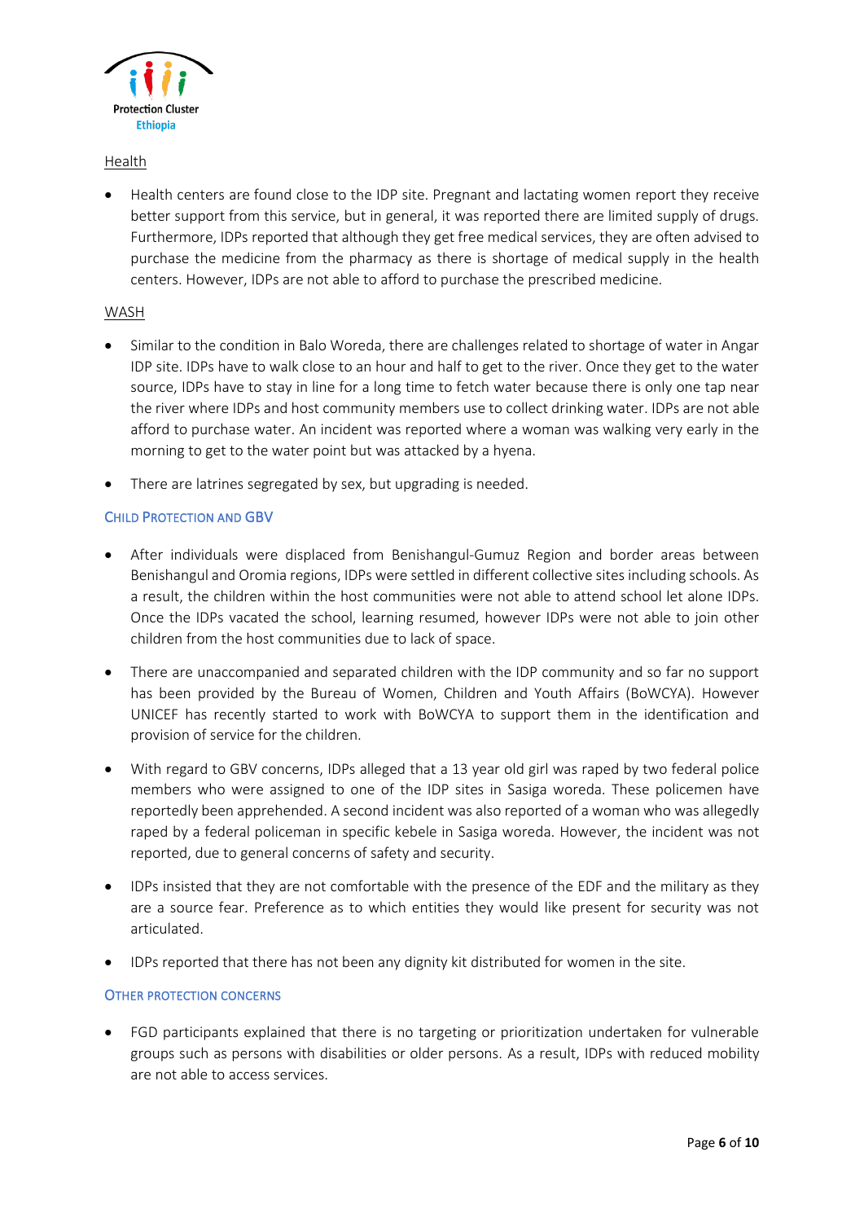Health

- Health centers are found close to the IDP site. Pregnant and lactating women report they receive better support from this service, but in general, it was reported there are limited supply of drugs. Furthermore, IDPs reported that although they get free medical services, they are often advised to purchase the medicine from the pharmacy as there is shortage of medical supply in the health centers. However, IDPs are not able to afford to purchase the prescribed medicine.

WASH

- Similar to the condition in Balo Woreda, there are challenges related to shortage of water in Angar IDP site. IDPs have to walk close to an hour and half to get to the river. Once they get to the water source, IDPs have to stay in line for a long time to fetch water because there is only one tap near the river where IDPs and host community members use to collect drinking water. IDPs are not able afford to purchase water. An incident was reported where a woman was walking very early in the morning to get to the water point but was attacked by a hyena.
- There are latrines segregated by sex, but upgrading is needed.

### Child Protection and GBV

- After individuals were displaced from Benishangul-Gumuz Region and border areas between Benishangul and Oromia regions, IDPs were settled in different collective sites including schools. As a result, the children within the host communities were not able to attend school let alone IDPs. Once the IDPs vacated the school, learning resumed, however IDPs were not able to join other children from the host communities due to lack of space.
- There are unaccompanied and separated children with the IDP community and so far no support has been provided by the Bureau of Women, Children and Youth Affairs (BoWCYA). However UNICEF has recently started to work with BoWCYA to support them in the identification and provision of service for the children.
- With regard to GBV concerns, IDPs alleged that a 13 year old girl was raped by two federal police members who were assigned to one of the IDP sites in Sasiga woreda. These policemen have reportedly been apprehended. A second incident was also reported of a woman who was allegedly raped by a federal policeman in specific kebele in Sasiga woreda. However, the incident was not reported, due to general concerns of safety and security.
- IDPs insisted that they are not comfortable with the presence of the EDF and the military as they are a source fear. Preference as to which entities they would like present for security was not articulated.
- IDPs reported that there has not been any dignity kit distributed for women in the site.

### Other Protection Concerns

- FGD participants explained that there is no targeting or prioritization undertaken for vulnerable groups such as persons with disabilities or older persons. As a result, IDPs with reduced mobility are not able to access services.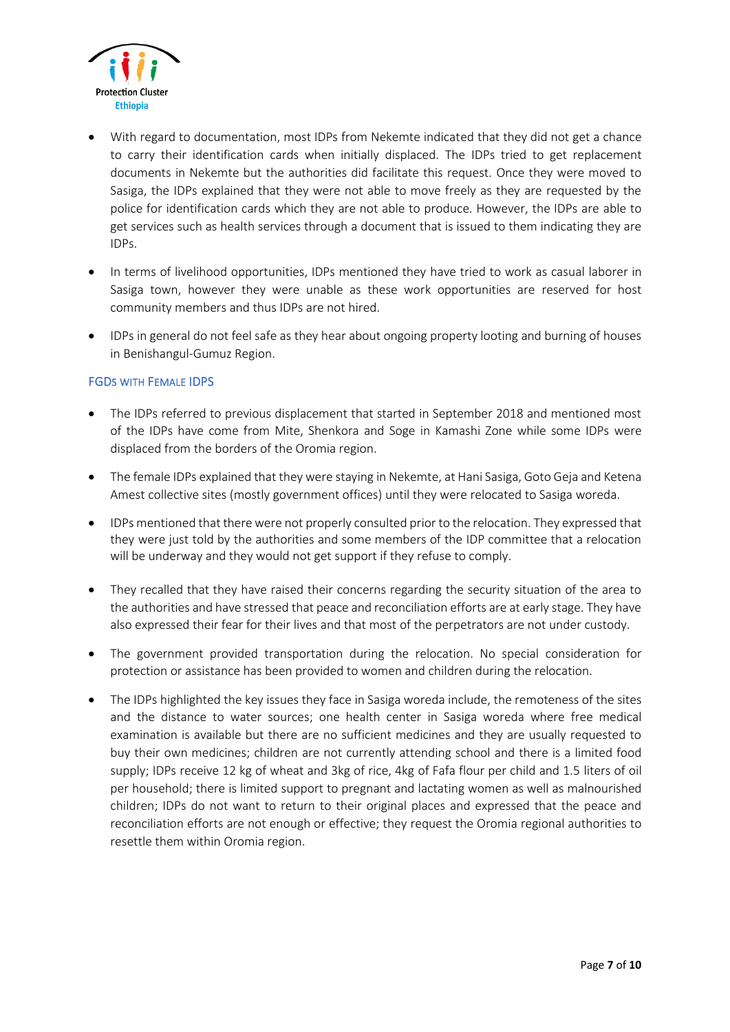- With regard to documentation, most IDPs from Nekemte indicated that they did not get a chance to carry their identification cards when initially displaced. The IDPs tried to get replacement documents in Nekemte but the authorities did facilitate this request. Once they were moved to Sasiga, the IDPs explained that they were not able to move freely as they are requested by the police for identification cards which they are not able to produce. However, the IDPs are able to get services such as health services through a document that is issued to them indicating they are IDPs.
- In terms of livelihood opportunities, IDPs mentioned they have tried to work as casual laborer in Sasiga town, however they were unable as these work opportunities are reserved for host community members and thus IDPs are not hired.
- IDPs in general do not feel safe as they hear about ongoing property looting and burning of houses in Benishangul-Gumuz Region.

### FGDs with Female IDPs

- The IDPs referred to previous displacement that started in September 2018 and mentioned most of the IDPs have come from Mite, Shenkora and Soge in Kamashi Zone while some IDPs were displaced from the borders of the Oromia region.
- The female IDPs explained that they were staying in Nekemte, at Hani Sasiga, Goto Geja and Ketena Amest collective sites (mostly government offices) until they were relocated to Sasiga woreda.
- IDPs mentioned that there were not properly consulted prior to the relocation. They expressed that they were just told by the authorities and some members of the IDP committee that a relocation will be underway and they would not get support if they refuse to comply.
- They recalled that they have raised their concerns regarding the security situation of the area to the authorities and have stressed that peace and reconciliation efforts are at early stage. They have also expressed their fear for their lives and that most of the perpetrators are not under custody.
- The government provided transportation during the relocation. No special consideration for protection or assistance has been provided to women and children during the relocation.
- The IDPs highlighted the key issues they face in Sasiga woreda include, the remoteness of the sites and the distance to water sources; one health center in Sasiga woreda where free medical examination is available but there are no sufficient medicines and they are usually requested to buy their own medicines; children are not currently attending school and there is a limited food supply; IDPs receive 12 kg of wheat and 3kg of rice, 4kg of Fafa flour per child and 1.5 liters of oil per household; there is limited support to pregnant and lactating women as well as malnourished children; IDPs do not want to return to their original places and expressed that the peace and reconciliation efforts are not enough or effective; they request the Oromia regional authorities to resettle them within Oromia region.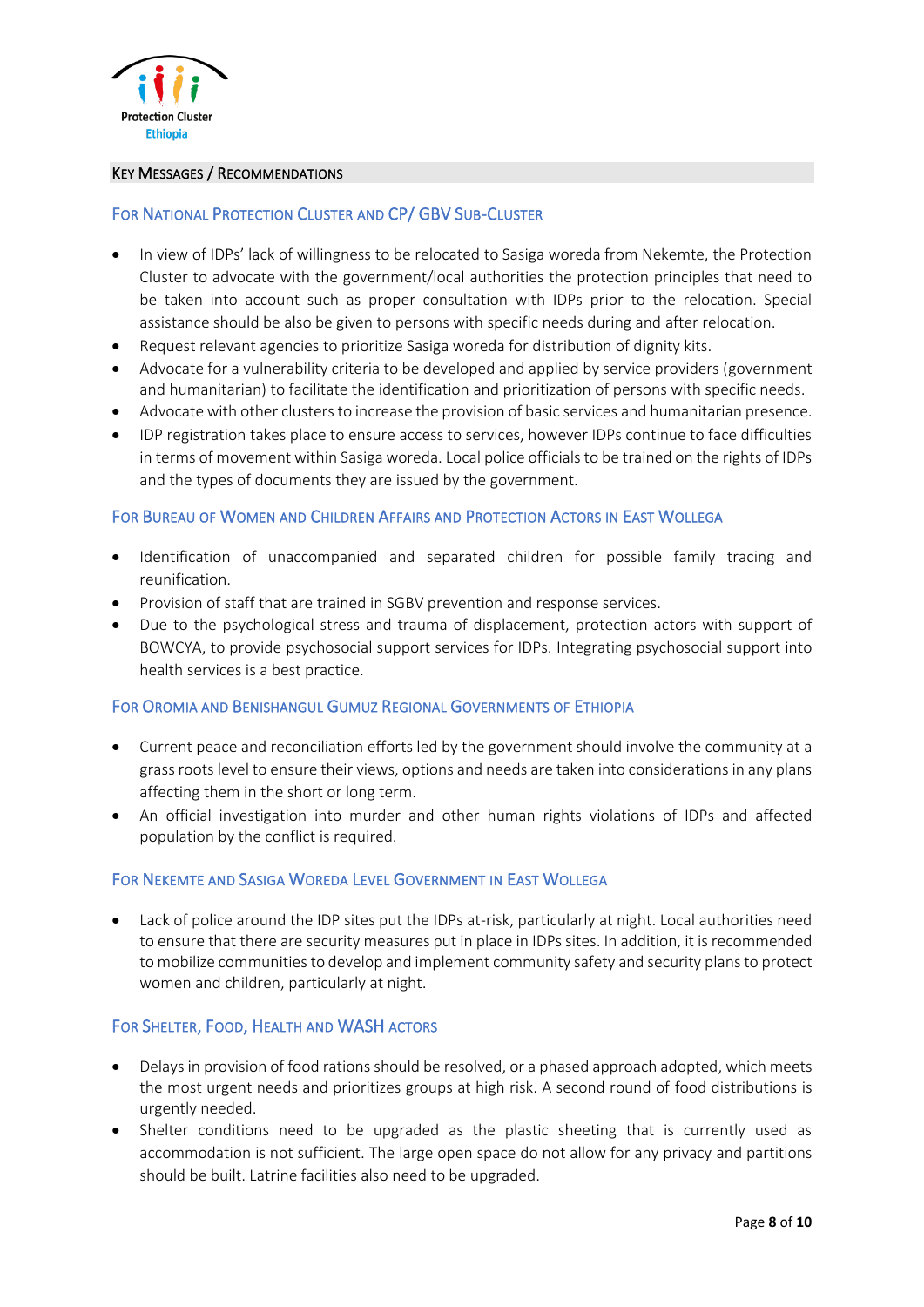## Key Messages / Recommendations

### For National Protection Cluster and CP/ GBV Sub-Cluster

- In view of IDPs' lack of willingness to be relocated to Sasiga woreda from Nekemte, the Protection Cluster to advocate with the government/local authorities the protection principles that need to be taken into account such as proper consultation with IDPs prior to the relocation. Special assistance should be also be given to persons with specific needs during and after relocation.
- Request relevant agencies to prioritize Sasiga woreda for distribution of dignity kits.
- Advocate for a vulnerability criteria to be developed and applied by service providers (government and humanitarian) to facilitate the identification and prioritization of persons with specific needs.
- Advocate with other clusters to increase the provision of basic services and humanitarian presence.
- IDP registration takes place to ensure access to services, however IDPs continue to face difficulties in terms of movement within Sasiga woreda. Local police officials to be trained on the rights of IDPs and the types of documents they are issued by the government.

### For Bureau of Women and Children Affairs and Protection Actors in East Wollega

- Identification of unaccompanied and separated children for possible family tracing and reunification.
- Provision of staff that are trained in SGBV prevention and response services.
- Due to the psychological stress and trauma of displacement, protection actors with support of BOWCYA, to provide psychosocial support services for IDPs. Integrating psychosocial support into health services is a best practice.

### For Oromia and Benishangul Gumuz Regional Governments of Ethiopia

- Current peace and reconciliation efforts led by the government should involve the community at a grass roots level to ensure their views, options and needs are taken into considerations in any plans affecting them in the short or long term.
- An official investigation into murder and other human rights violations of IDPs and affected population by the conflict is required.

### For Nekemte and Sasiga Woreda Level Government in East Wollega

- Lack of police around the IDP sites put the IDPs at-risk, particularly at night. Local authorities need to ensure that there are security measures put in place in IDPs sites. In addition, it is recommended to mobilize communities to develop and implement community safety and security plans to protect women and children, particularly at night.

### For Shelter, Food, Health and WASH actors

- Delays in provision of food rations should be resolved, or a phased approach adopted, which meets the most urgent needs and prioritizes groups at high risk. A second round of food distributions is urgently needed.
- Shelter conditions need to be upgraded as the plastic sheeting that is currently used as accommodation is not sufficient. The large open space do not allow for any privacy and partitions should be built. Latrine facilities also need to be upgraded.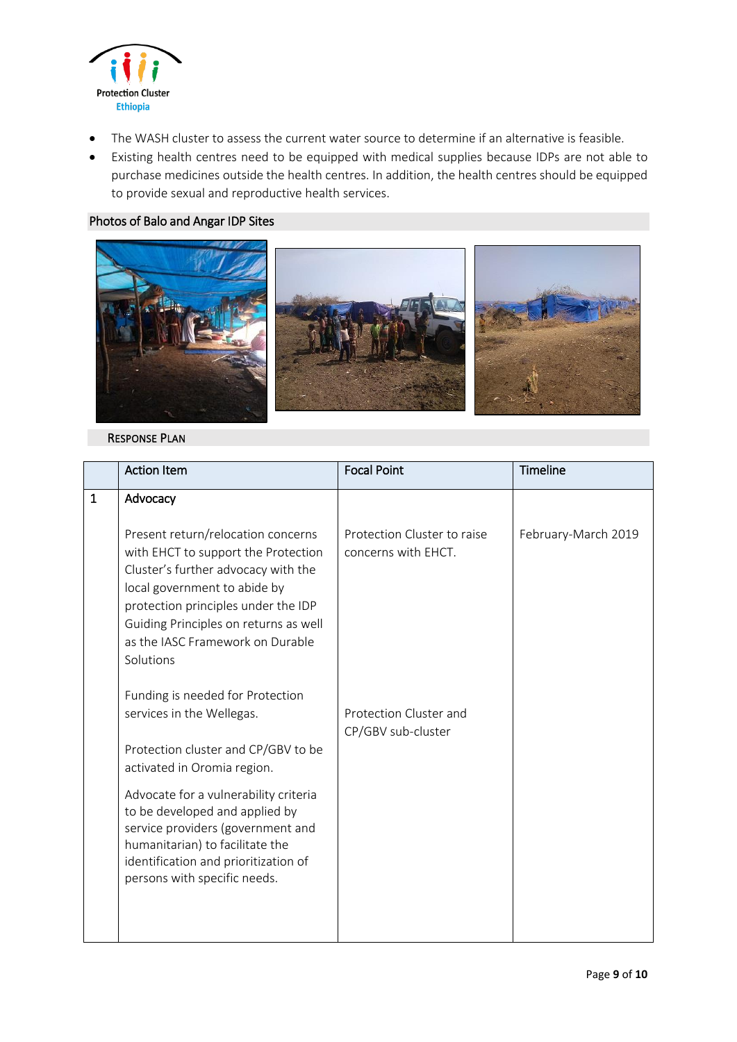- The WASH cluster to assess the current water source to determine if an alternative is feasible.
- Existing health centres need to be equipped with medical supplies because IDPs are not able to purchase medicines outside the health centres. In addition, the health centres should be equipped to provide sexual and reproductive health services.

## Photos of Balo and Angar IDP Sites

## Response Plan

| | Action Item | Focal Point | Timeline |
|---|---|---|---|
| 1 | Advocacy<br><br>Present return/relocation concerns with EHCT to support the Protection Cluster's further advocacy with the local government to abide by protection principles under the IDP Guiding Principles on returns as well as the IASC Framework on Durable Solutions<br><br>Funding is needed for Protection services in the Wellegas.<br><br>Protection cluster and CP/GBV to be activated in Oromia region.<br><br>Advocate for a vulnerability criteria to be developed and applied by service providers (government and humanitarian) to facilitate the identification and prioritization of persons with specific needs. | Protection Cluster to raise concerns with EHCT.<br><br>Protection Cluster and CP/GBV sub-cluster | February-March 2019 |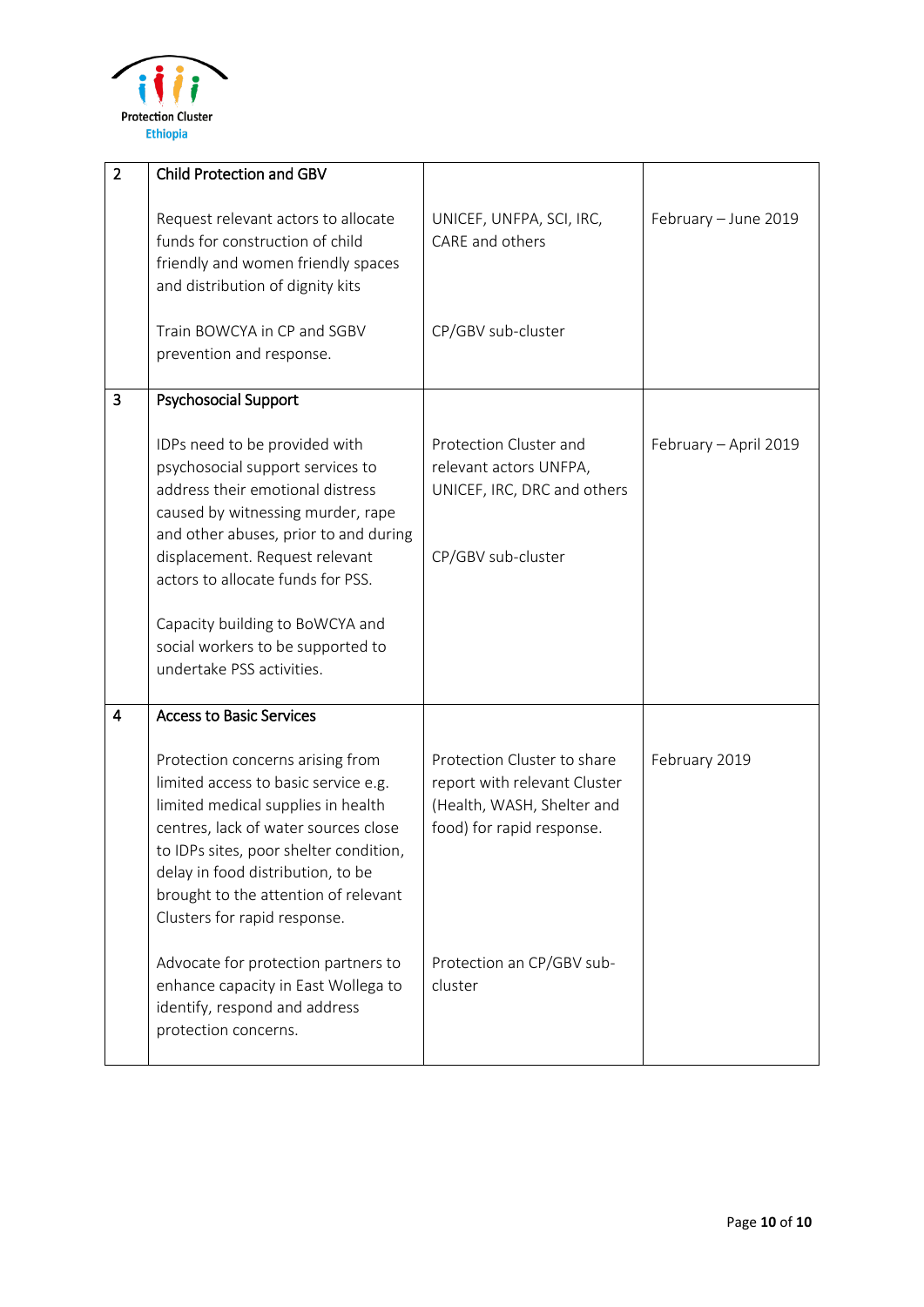| | | | |
|---|---|---|---|
| 2 | Child Protection and GBV<br><br>Request relevant actors to allocate funds for construction of child friendly and women friendly spaces and distribution of dignity kits<br><br>Train BOWCYA in CP and SGBV prevention and response. | UNICEF, UNFPA, SCI, IRC, CARE and others<br><br>CP/GBV sub-cluster | February – June 2019 |
| 3 | Psychosocial Support<br><br>IDPs need to be provided with psychosocial support services to address their emotional distress caused by witnessing murder, rape and other abuses, prior to and during displacement. Request relevant actors to allocate funds for PSS.<br><br>Capacity building to BoWCYA and social workers to be supported to undertake PSS activities. | Protection Cluster and relevant actors UNFPA, UNICEF, IRC, DRC and others<br><br>CP/GBV sub-cluster | February – April 2019 |
| 4 | Access to Basic Services<br><br>Protection concerns arising from limited access to basic service e.g. limited medical supplies in health centres, lack of water sources close to IDPs sites, poor shelter condition, delay in food distribution, to be brought to the attention of relevant Clusters for rapid response.<br><br>Advocate for protection partners to enhance capacity in East Wollega to identify, respond and address protection concerns. | Protection Cluster to share report with relevant Cluster (Health, WASH, Shelter and food) for rapid response.<br><br>Protection an CP/GBV sub-cluster | February 2019 |